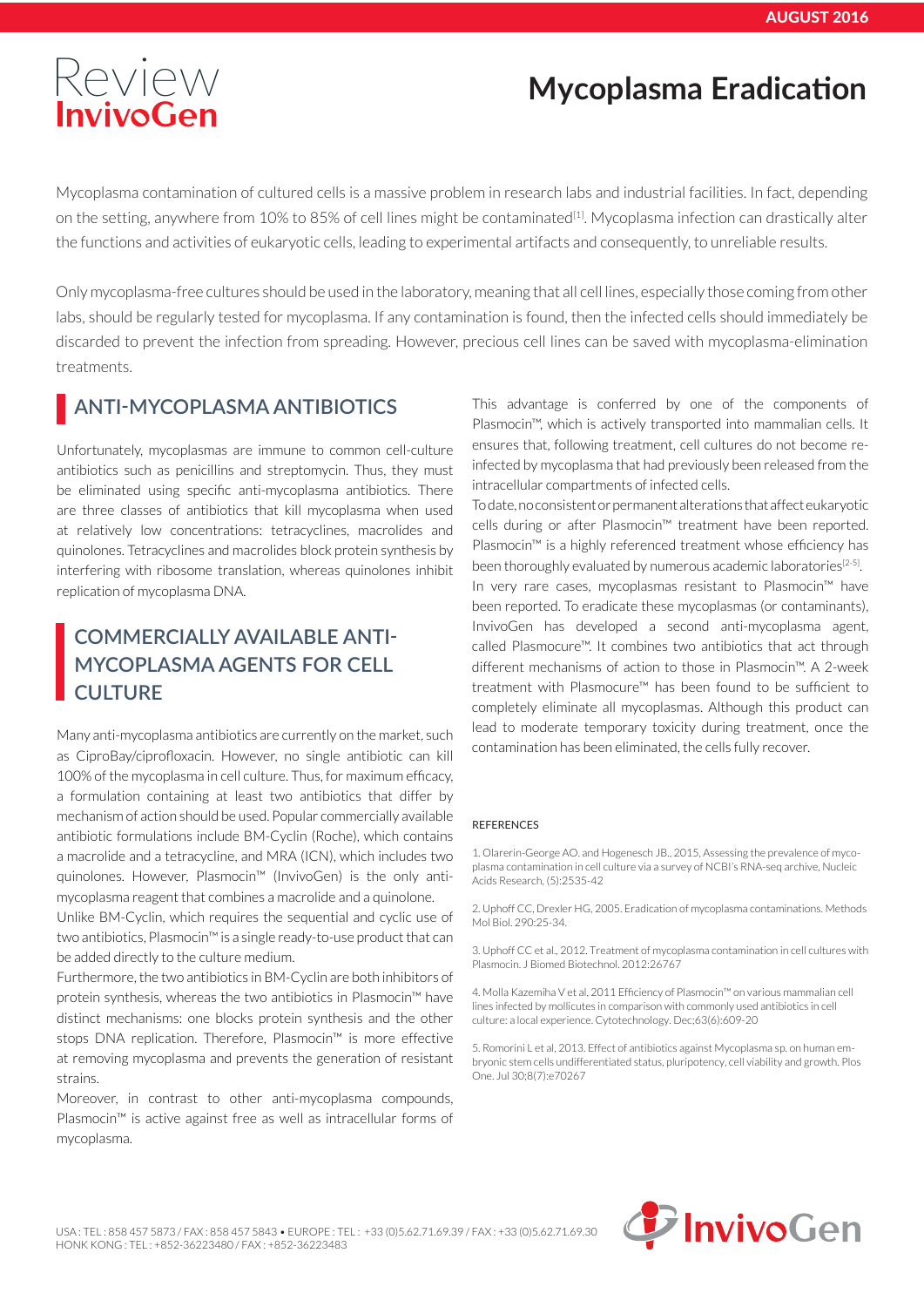# Review InvivoGen

AUGUST 2016

# Mycoplasma Eradication

Mycoplasma contamination of cultured cells is a massive problem in research labs and industrial facilities. In fact, depending on the setting, anywhere from 10% to 85% of cell lines might be contaminated[1]. Mycoplasma infection can drastically alter the functions and activities of eukaryotic cells, leading to experimental artifacts and consequently, to unreliable results.

Only mycoplasma-free cultures should be used in the laboratory, meaning that all cell lines, especially those coming from other labs, should be regularly tested for mycoplasma. If any contamination is found, then the infected cells should immediately be discarded to prevent the infection from spreading. However, precious cell lines can be saved with mycoplasma-elimination treatments.

## ANTI-MYCOPLASMA ANTIBIOTICS

Unfortunately, mycoplasmas are immune to common cell-culture antibiotics such as penicillins and streptomycin. Thus, they must be eliminated using specific anti-mycoplasma antibiotics. There are three classes of antibiotics that kill mycoplasma when used at relatively low concentrations: tetracyclines, macrolides and quinolones. Tetracyclines and macrolides block protein synthesis by interfering with ribosome translation, whereas quinolones inhibit replication of mycoplasma DNA.

## COMMERCIALLY AVAILABLE ANTI-MYCOPLASMA AGENTS FOR CELL CULTURE

Many anti-mycoplasma antibiotics are currently on the market, such as CiproBay/ciprofloxacin. However, no single antibiotic can kill 100% of the mycoplasma in cell culture. Thus, for maximum efficacy, a formulation containing at least two antibiotics that differ by mechanism of action should be used. Popular commercially available antibiotic formulations include BM-Cyclin (Roche), which contains a macrolide and a tetracycline, and MRA (ICN), which includes two quinolones. However, Plasmocin™ (InvivoGen) is the only anti-mycoplasma reagent that combines a macrolide and a quinolone.

Unlike BM-Cyclin, which requires the sequential and cyclic use of two antibiotics, Plasmocin™ is a single ready-to-use product that can be added directly to the culture medium.

Furthermore, the two antibiotics in BM-Cyclin are both inhibitors of protein synthesis, whereas the two antibiotics in Plasmocin™ have distinct mechanisms: one blocks protein synthesis and the other stops DNA replication. Therefore, Plasmocin™ is more effective at removing mycoplasma and prevents the generation of resistant strains.

Moreover, in contrast to other anti-mycoplasma compounds, Plasmocin™ is active against free as well as intracellular forms of mycoplasma.

This advantage is conferred by one of the components of Plasmocin™, which is actively transported into mammalian cells. It ensures that, following treatment, cell cultures do not become re-infected by mycoplasma that had previously been released from the intracellular compartments of infected cells.

To date, no consistent or permanent alterations that affect eukaryotic cells during or after Plasmocin™ treatment have been reported. Plasmocin™ is a highly referenced treatment whose efficiency has been thoroughly evaluated by numerous academic laboratories[2-5].

In very rare cases, mycoplasmas resistant to Plasmocin™ have been reported. To eradicate these mycoplasmas (or contaminants), InvivoGen has developed a second anti-mycoplasma agent, called Plasmocure™. It combines two antibiotics that act through different mechanisms of action to those in Plasmocin™. A 2-week treatment with Plasmocure™ has been found to be sufficient to completely eliminate all mycoplasmas. Although this product can lead to moderate temporary toxicity during treatment, once the contamination has been eliminated, the cells fully recover.

### REFERENCES

1. Olarerin-George AO. and Hogenesch JB., 2015, Assessing the prevalence of mycoplasma contamination in cell culture via a survey of NCBI's RNA-seq archive, Nucleic Acids Research, (5):2535-42

2. Uphoff CC, Drexler HG, 2005. Eradication of mycoplasma contaminations. Methods Mol Biol. 290:25-34.

3. Uphoff CC et al., 2012. Treatment of mycoplasma contamination in cell cultures with Plasmocin. J Biomed Biotechnol. 2012:26767

4. Molla Kazemiha V et al, 2011 Efficiency of Plasmocin™ on various mammalian cell lines infected by mollicutes in comparison with commonly used antibiotics in cell culture: a local experience. Cytotechnology. Dec;63(6):609-20

5. Romorini L et al, 2013. Effect of antibiotics against Mycoplasma sp. on human embryonic stem cells undifferentiated status, pluripotency, cell viability and growth. Plos One. Jul 30;8(7):e70267

USA : TEL : 858 457 5873 / FAX : 858 457 5843 • EUROPE : TEL : +33 (0)5.62.71.69.39 / FAX : +33 (0)5.62.71.69.30
HONK KONG : TEL : +852-36223480 / FAX : +852-36223483

InvivoGen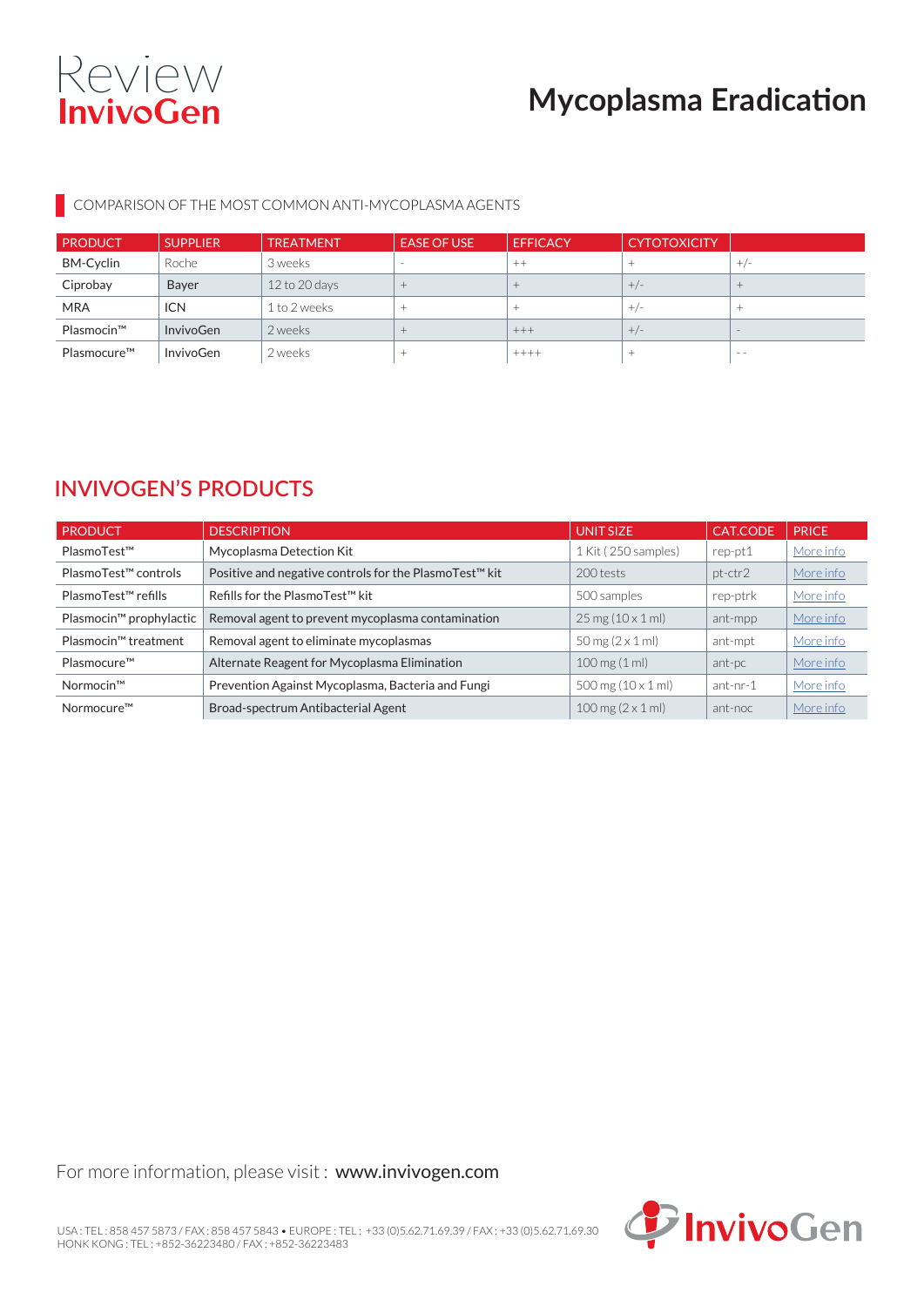# Review InvivoGen

# Mycoplasma Eradication

## COMPARISON OF THE MOST COMMON ANTI-MYCOPLASMA AGENTS

| PRODUCT | SUPPLIER | TREATMENT | EASE OF USE | EFFICACY | CYTOTOXICITY | |
|---|---|---|---|---|---|---|
| BM-Cyclin | Roche | 3 weeks | - | ++ | + | +/- |
| Ciprobay | Bayer | 12 to 20 days | + | + | +/- | + |
| MRA | ICN | 1 to 2 weeks | + | + | +/- | + |
| Plasmocin™ | InvivoGen | 2 weeks | + | +++ | +/- | - |
| Plasmocure™ | InvivoGen | 2 weeks | + | ++++ | + | - - |

## INVIVOGEN'S PRODUCTS

| PRODUCT | DESCRIPTION | UNIT SIZE | CAT.CODE | PRICE |
|---|---|---|---|---|
| PlasmoTest™ | Mycoplasma Detection Kit | 1 Kit ( 250 samples) | rep-pt1 | More info |
| PlasmoTest™ controls | Positive and negative controls for the PlasmoTest™ kit | 200 tests | pt-ctr2 | More info |
| PlasmoTest™ refills | Refills for the PlasmoTest™ kit | 500 samples | rep-ptrk | More info |
| Plasmocin™ prophylactic | Removal agent to prevent mycoplasma contamination | 25 mg (10 x 1 ml) | ant-mpp | More info |
| Plasmocin™ treatment | Removal agent to eliminate mycoplasmas | 50 mg (2 x 1 ml) | ant-mpt | More info |
| Plasmocure™ | Alternate Reagent for Mycoplasma Elimination | 100 mg (1 ml) | ant-pc | More info |
| Normocin™ | Prevention Against Mycoplasma, Bacteria and Fungi | 500 mg (10 x 1 ml) | ant-nr-1 | More info |
| Normocure™ | Broad-spectrum Antibacterial Agent | 100 mg (2 x 1 ml) | ant-noc | More info |

For more information, please visit : **www.invivogen.com**

USA : TEL : 858 457 5873 / FAX : 858 457 5843 • EUROPE : TEL : +33 (0)5.62.71.69.39 / FAX : +33 (0)5.62.71.69.30
HONK KONG : TEL : +852-36223480 / FAX : +852-36223483

InvivoGen